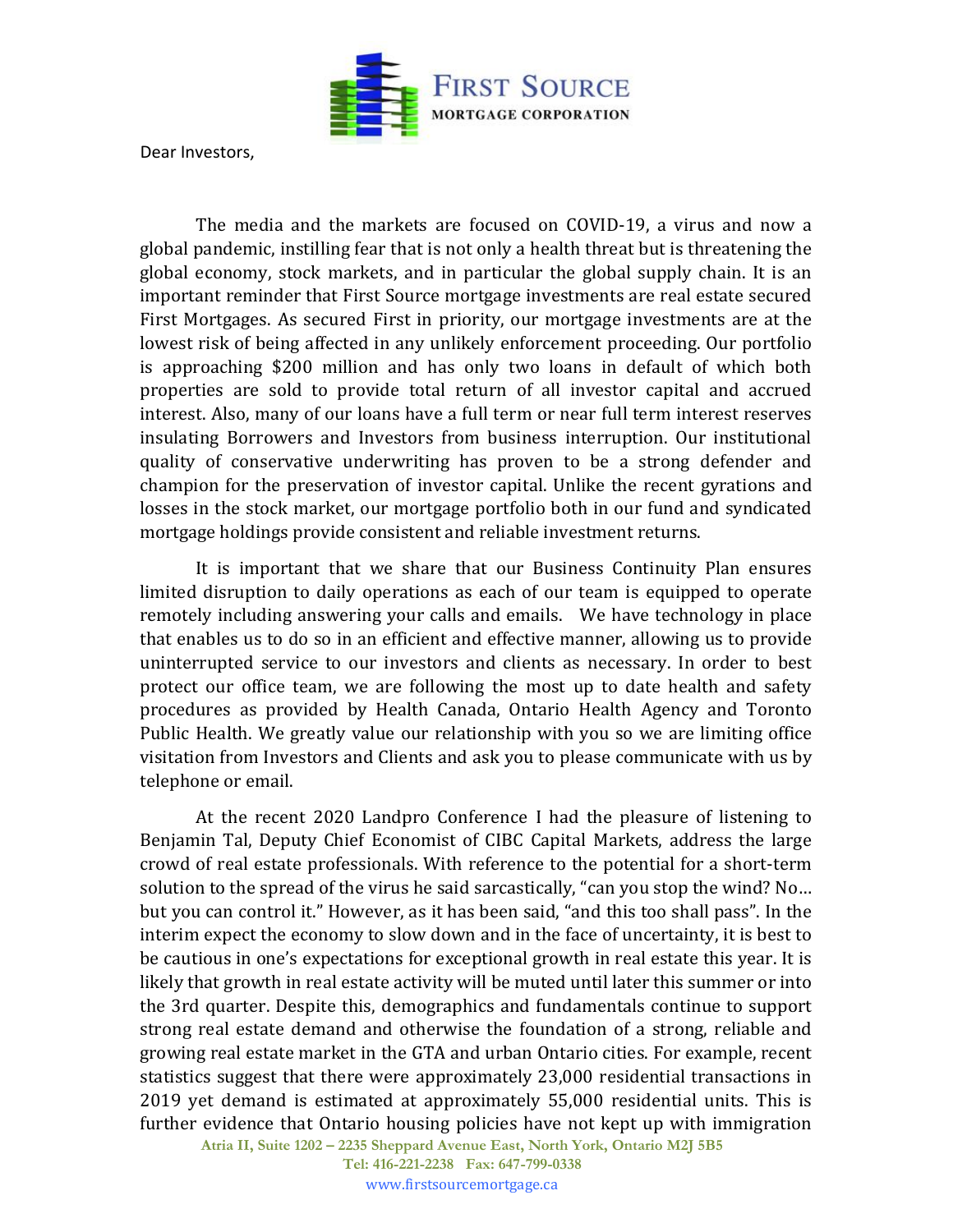Dear Investors,

The media and the markets are focused on COVID-19, a virus and now a global pandemic, instilling fear that is not only a health threat but is threatening the global economy, stock markets, and in particular the global supply chain. It is an important reminder that First Source mortgage investments are real estate secured First Mortgages. As secured First in priority, our mortgage investments are at the lowest risk of being affected in any unlikely enforcement proceeding. Our portfolio is approaching $200 million and has only two loans in default of which both properties are sold to provide total return of all investor capital and accrued interest. Also, many of our loans have a full term or near full term interest reserves insulating Borrowers and Investors from business interruption. Our institutional quality of conservative underwriting has proven to be a strong defender and champion for the preservation of investor capital. Unlike the recent gyrations and losses in the stock market, our mortgage portfolio both in our fund and syndicated mortgage holdings provide consistent and reliable investment returns.

It is important that we share that our Business Continuity Plan ensures limited disruption to daily operations as each of our team is equipped to operate remotely including answering your calls and emails. We have technology in place that enables us to do so in an efficient and effective manner, allowing us to provide uninterrupted service to our investors and clients as necessary. In order to best protect our office team, we are following the most up to date health and safety procedures as provided by Health Canada, Ontario Health Agency and Toronto Public Health. We greatly value our relationship with you so we are limiting office visitation from Investors and Clients and ask you to please communicate with us by telephone or email.

At the recent 2020 Landpro Conference I had the pleasure of listening to Benjamin Tal, Deputy Chief Economist of CIBC Capital Markets, address the large crowd of real estate professionals. With reference to the potential for a short-term solution to the spread of the virus he said sarcastically, "can you stop the wind? No… but you can control it." However, as it has been said, "and this too shall pass". In the interim expect the economy to slow down and in the face of uncertainty, it is best to be cautious in one's expectations for exceptional growth in real estate this year. It is likely that growth in real estate activity will be muted until later this summer or into the 3rd quarter. Despite this, demographics and fundamentals continue to support strong real estate demand and otherwise the foundation of a strong, reliable and growing real estate market in the GTA and urban Ontario cities. For example, recent statistics suggest that there were approximately 23,000 residential transactions in 2019 yet demand is estimated at approximately 55,000 residential units. This is further evidence that Ontario housing policies have not kept up with immigration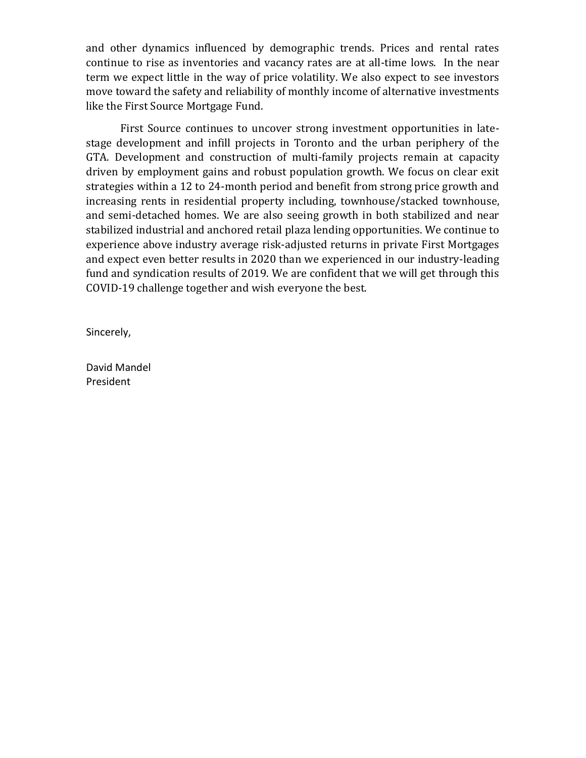and other dynamics influenced by demographic trends. Prices and rental rates continue to rise as inventories and vacancy rates are at all-time lows. In the near term we expect little in the way of price volatility. We also expect to see investors move toward the safety and reliability of monthly income of alternative investments like the First Source Mortgage Fund.

First Source continues to uncover strong investment opportunities in late-stage development and infill projects in Toronto and the urban periphery of the GTA. Development and construction of multi-family projects remain at capacity driven by employment gains and robust population growth. We focus on clear exit strategies within a 12 to 24-month period and benefit from strong price growth and increasing rents in residential property including, townhouse/stacked townhouse, and semi-detached homes. We are also seeing growth in both stabilized and near stabilized industrial and anchored retail plaza lending opportunities. We continue to experience above industry average risk-adjusted returns in private First Mortgages and expect even better results in 2020 than we experienced in our industry-leading fund and syndication results of 2019. We are confident that we will get through this COVID-19 challenge together and wish everyone the best.

Sincerely,

David Mandel
President